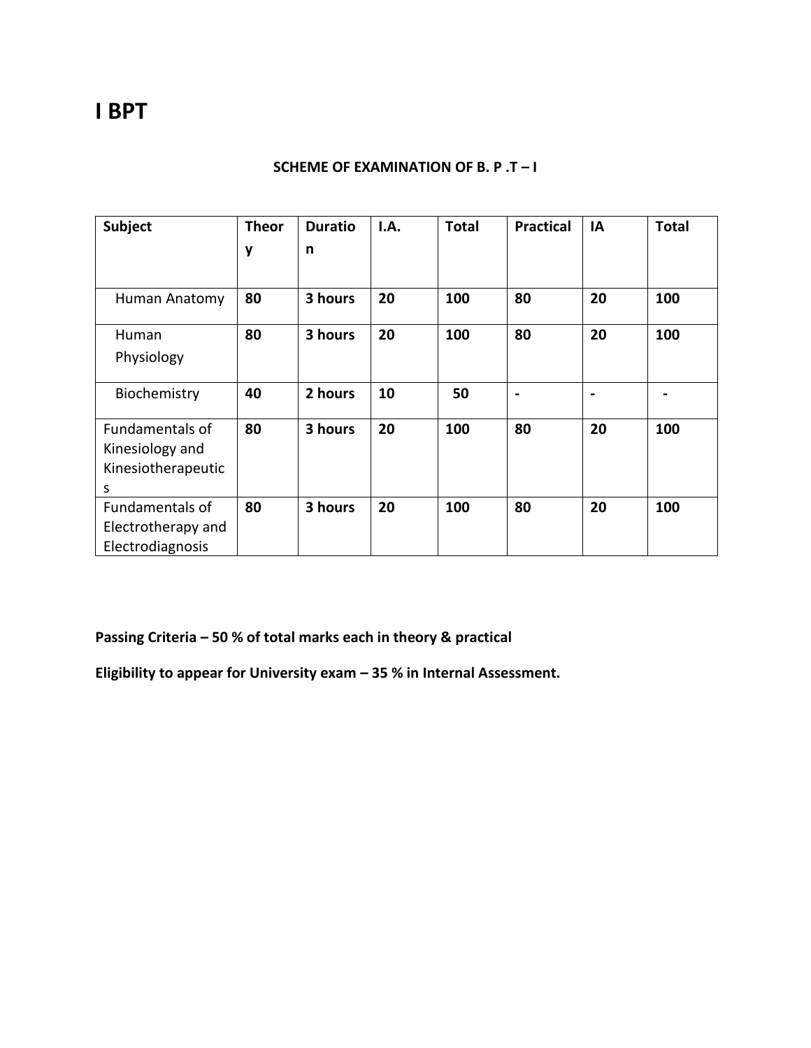# I BPT

**SCHEME OF EXAMINATION OF B. P .T – I**

| Subject | Theory | Duration | I.A. | Total | Practical | IA | Total |
|---|---|---|---|---|---|---|---|
| Human Anatomy | 80 | 3 hours | 20 | 100 | 80 | 20 | 100 |
| Human Physiology | 80 | 3 hours | 20 | 100 | 80 | 20 | 100 |
| Biochemistry | 40 | 2 hours | 10 | 50 | - | - | - |
| Fundamentals of Kinesiology and Kinesiotherapeutics | 80 | 3 hours | 20 | 100 | 80 | 20 | 100 |
| Fundamentals of Electrotherapy and Electrodiagnosis | 80 | 3 hours | 20 | 100 | 80 | 20 | 100 |

**Passing Criteria – 50 % of total marks each in theory & practical**

**Eligibility to appear for University exam – 35 % in Internal Assessment.**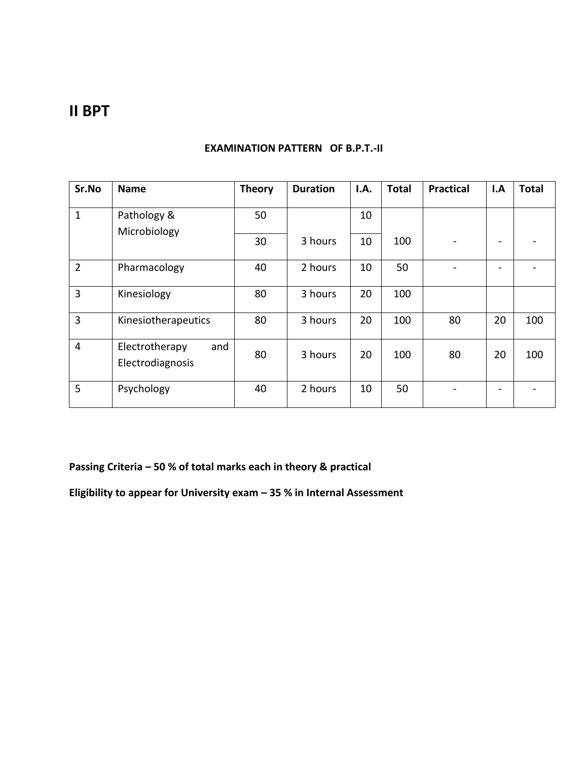# II BPT

**EXAMINATION PATTERN OF B.P.T.-II**

| Sr.No | Name | Theory | Duration | I.A. | Total | Practical | I.A | Total |
|---|---|---|---|---|---|---|---|---|
| 1 | Pathology & Microbiology | 50 | 3 hours | 10 | 100 | - | - | - |
| | | 30 | | 10 | | | | |
| 2 | Pharmacology | 40 | 2 hours | 10 | 50 | - | - | - |
| 3 | Kinesiology | 80 | 3 hours | 20 | 100 | | | |
| 3 | Kinesiotherapeutics | 80 | 3 hours | 20 | 100 | 80 | 20 | 100 |
| 4 | Electrotherapy and Electrodiagnosis | 80 | 3 hours | 20 | 100 | 80 | 20 | 100 |
| 5 | Psychology | 40 | 2 hours | 10 | 50 | - | - | - |

**Passing Criteria – 50 % of total marks each in theory & practical**

**Eligibility to appear for University exam – 35 % in Internal Assessment**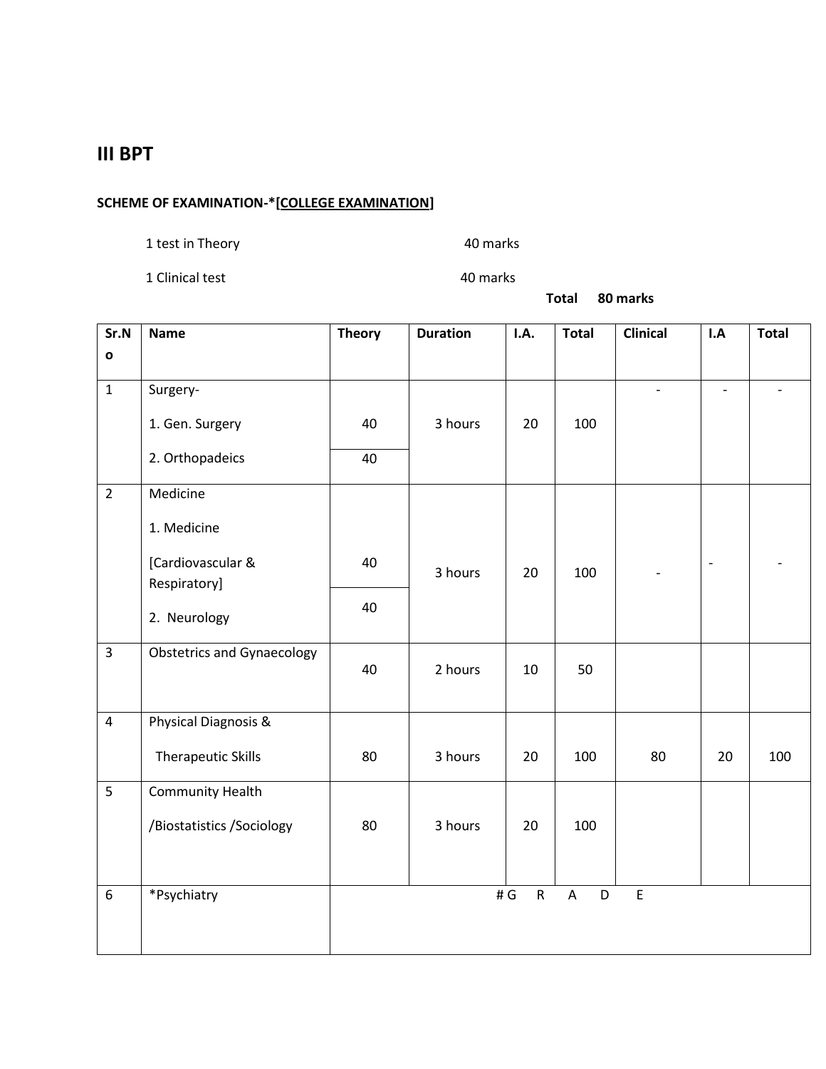# III BPT

**SCHEME OF EXAMINATION-*[COLLEGE EXAMINATION]**

1 test in Theory 40 marks

1 Clinical test 40 marks

**Total 80 marks**

| Sr.No | Name | Theory | Duration | I.A. | Total | Clinical | I.A | Total |
|---|---|---|---|---|---|---|---|---|
| 1 | Surgery-<br>1. Gen. Surgery<br>2. Orthopadeics | 40<br>40 | 3 hours | 20 | 100 | - | - | - |
| 2 | Medicine<br>1. Medicine<br>[Cardiovascular & Respiratory]<br>2. Neurology | 40<br>40 | 3 hours | 20 | 100 | - | - | - |
| 3 | Obstetrics and Gynaecology | 40 | 2 hours | 10 | 50 | | | |
| 4 | Physical Diagnosis & Therapeutic Skills | 80 | 3 hours | 20 | 100 | 80 | 20 | 100 |
| 5 | Community Health /Biostatistics /Sociology | 80 | 3 hours | 20 | 100 | | | |
| 6 | *Psychiatry | # G R A D E | | | | | | |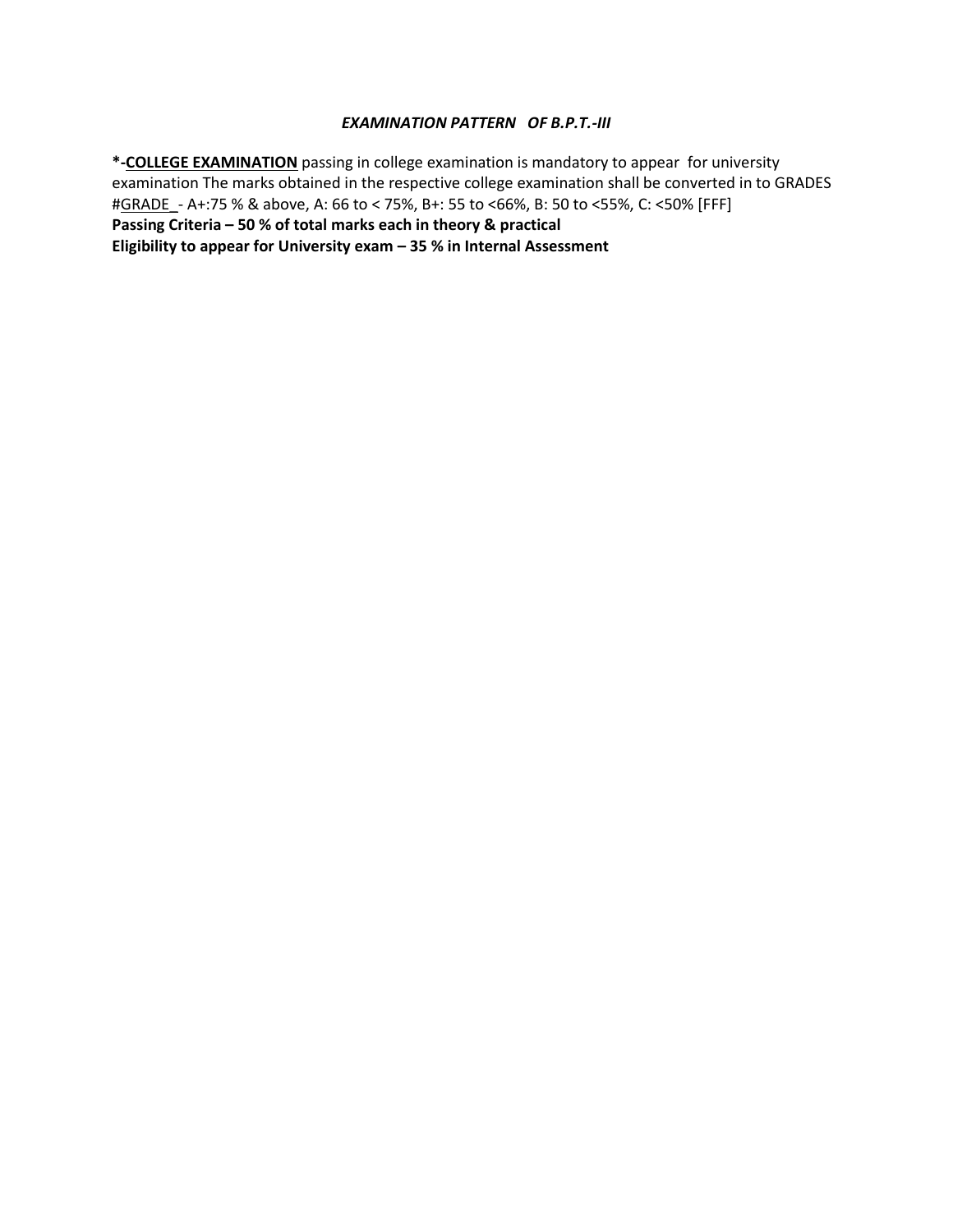***EXAMINATION PATTERN OF B.P.T.-III***

***-COLLEGE EXAMINATION** passing in college examination is mandatory to appear for university examination The marks obtained in the respective college examination shall be converted in to GRADES #GRADE - A+:75 % & above, A: 66 to < 75%, B+: 55 to <66%, B: 50 to <55%, C: <50% [FFF]

**Passing Criteria – 50 % of total marks each in theory & practical**

**Eligibility to appear for University exam – 35 % in Internal Assessment**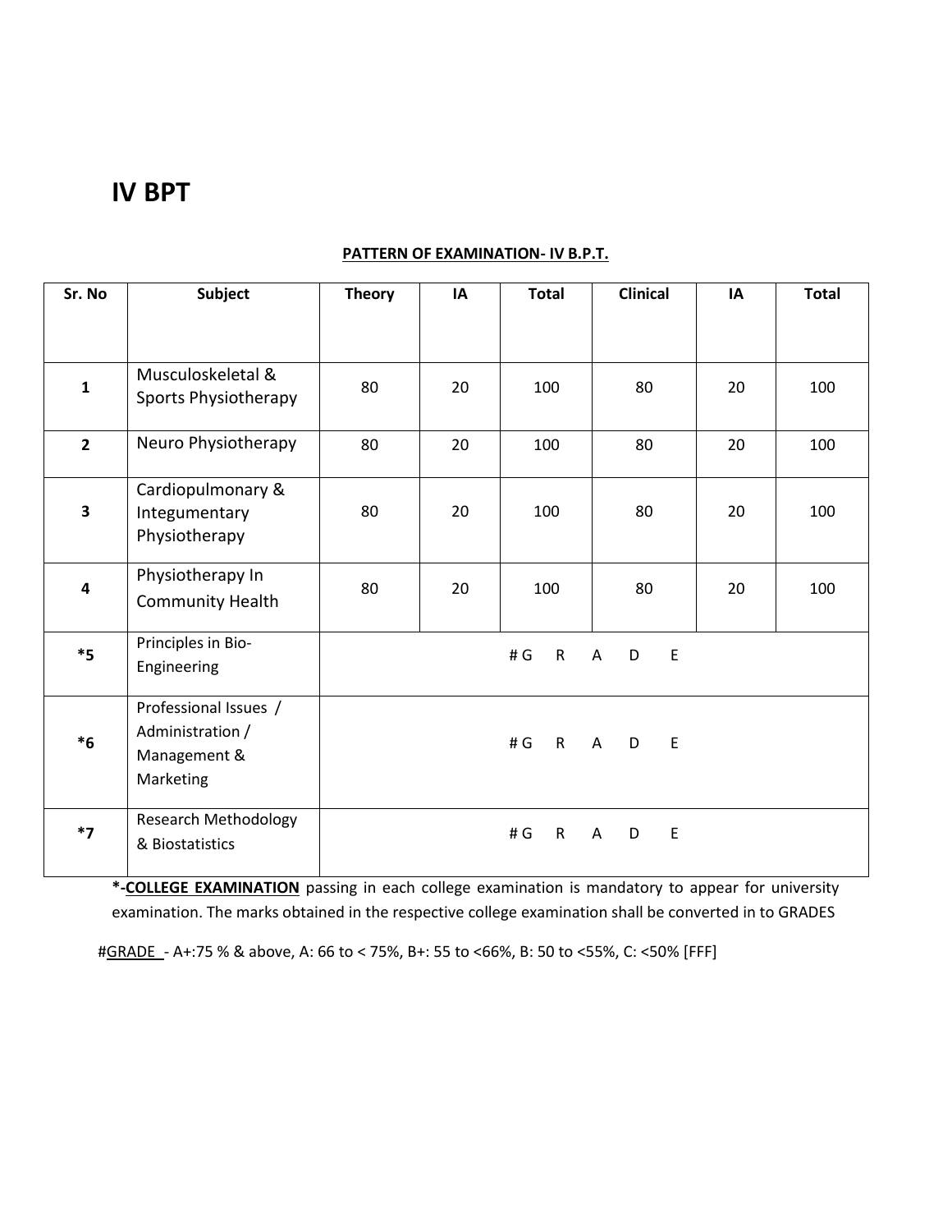# IV BPT

**PATTERN OF EXAMINATION- IV B.P.T.**

| Sr. No | Subject | Theory | IA | Total | Clinical | IA | Total |
|---|---|---|---|---|---|---|---|
| 1 | Musculoskeletal & Sports Physiotherapy | 80 | 20 | 100 | 80 | 20 | 100 |
| 2 | Neuro Physiotherapy | 80 | 20 | 100 | 80 | 20 | 100 |
| 3 | Cardiopulmonary & Integumentary Physiotherapy | 80 | 20 | 100 | 80 | 20 | 100 |
| 4 | Physiotherapy In Community Health | 80 | 20 | 100 | 80 | 20 | 100 |
| *5 | Principles in Bio-Engineering | # GRADE | | | | | |
| *6 | Professional Issues / Administration / Management & Marketing | # GRADE | | | | | |
| *7 | Research Methodology & Biostatistics | # GRADE | | | | | |

***-COLLEGE EXAMINATION** passing in each college examination is mandatory to appear for university examination. The marks obtained in the respective college examination shall be converted in to GRADES

#GRADE - A+:75 % & above, A: 66 to < 75%, B+: 55 to <66%, B: 50 to <55%, C: <50% [FFF]